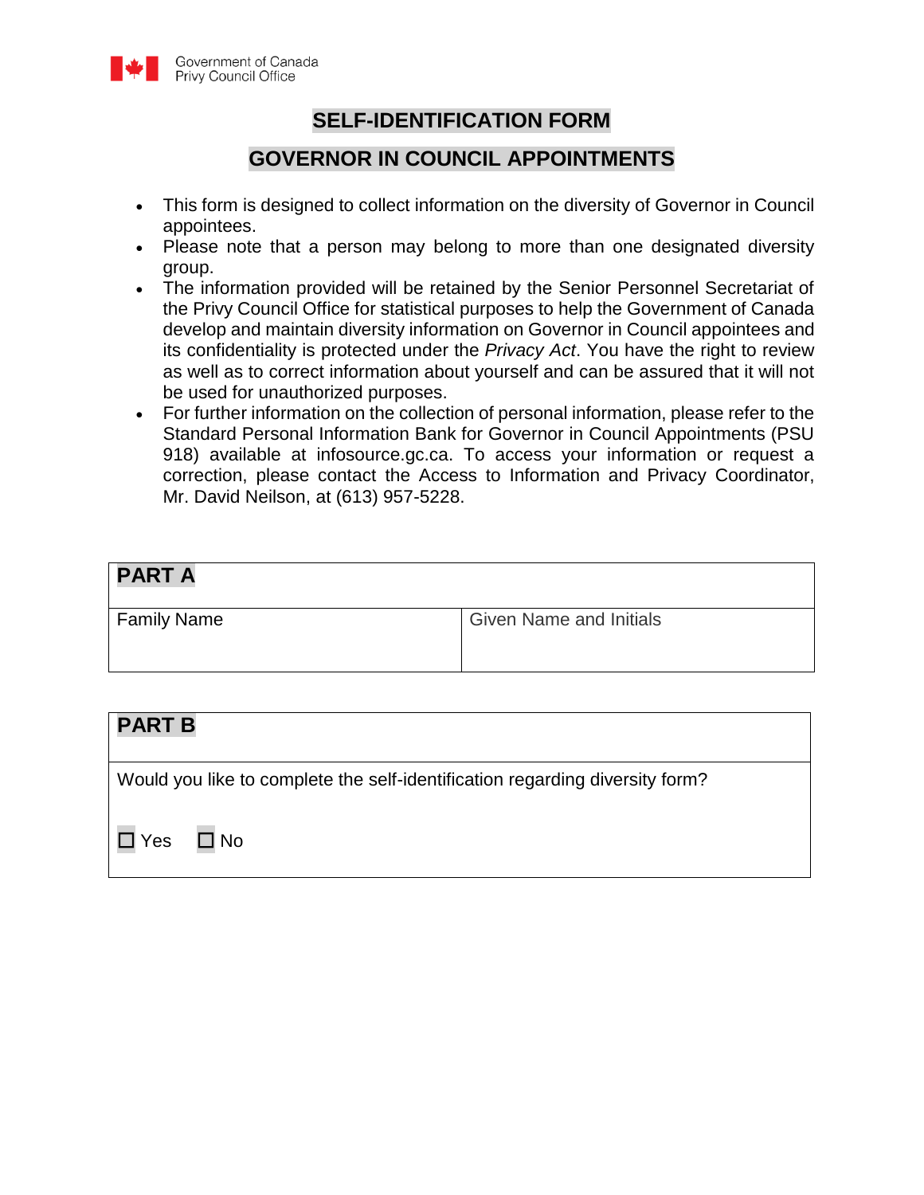Government of Canada
Privy Council Office

# SELF-IDENTIFICATION FORM

# GOVERNOR IN COUNCIL APPOINTMENTS

- This form is designed to collect information on the diversity of Governor in Council appointees.
- Please note that a person may belong to more than one designated diversity group.
- The information provided will be retained by the Senior Personnel Secretariat of the Privy Council Office for statistical purposes to help the Government of Canada develop and maintain diversity information on Governor in Council appointees and its confidentiality is protected under the *Privacy Act*. You have the right to review as well as to correct information about yourself and can be assured that it will not be used for unauthorized purposes.
- For further information on the collection of personal information, please refer to the Standard Personal Information Bank for Governor in Council Appointments (PSU 918) available at infosource.gc.ca. To access your information or request a correction, please contact the Access to Information and Privacy Coordinator, Mr. David Neilson, at (613) 957-5228.

| **PART A** | |
|---|---|
| Family Name | Given Name and Initials |

| **PART B** |
|---|
| Would you like to complete the self-identification regarding diversity form? |
| ☐ Yes ☐ No |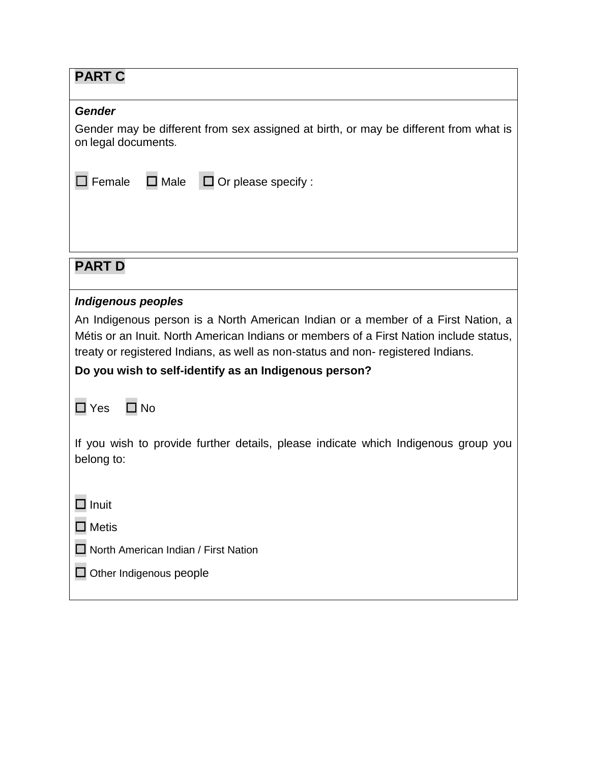## PART C

***Gender***

Gender may be different from sex assigned at birth, or may be different from what is on legal documents.

☐ Female ☐ Male ☐ Or please specify :

## PART D

***Indigenous peoples***

An Indigenous person is a North American Indian or a member of a First Nation, a Métis or an Inuit. North American Indians or members of a First Nation include status, treaty or registered Indians, as well as non-status and non- registered Indians.

**Do you wish to self-identify as an Indigenous person?**

☐ Yes ☐ No

If you wish to provide further details, please indicate which Indigenous group you belong to:

☐ Inuit

☐ Metis

☐ North American Indian / First Nation

☐ Other Indigenous people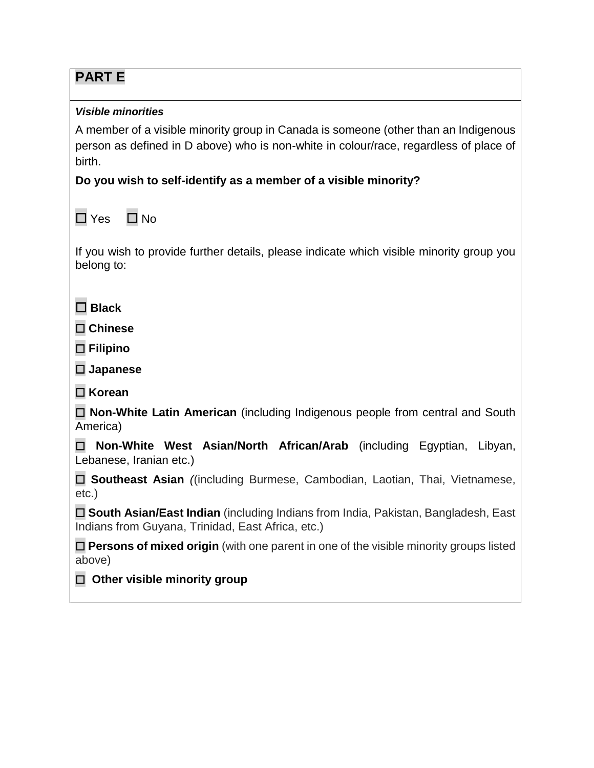## PART E

***Visible minorities***

A member of a visible minority group in Canada is someone (other than an Indigenous person as defined in D above) who is non-white in colour/race, regardless of place of birth.

**Do you wish to self-identify as a member of a visible minority?**

☐ Yes ☐ No

If you wish to provide further details, please indicate which visible minority group you belong to:

☐ **Black**

☐ **Chinese**

☐ **Filipino**

☐ **Japanese**

☐ **Korean**

☐ **Non-White Latin American** (including Indigenous people from central and South America)

☐ **Non-White West Asian/North African/Arab** (including Egyptian, Libyan, Lebanese, Iranian etc.)

☐ **Southeast Asian** *(*(including Burmese, Cambodian, Laotian, Thai, Vietnamese, etc.)

☐ **South Asian/East Indian** (including Indians from India, Pakistan, Bangladesh, East Indians from Guyana, Trinidad, East Africa, etc.)

☐ **Persons of mixed origin** (with one parent in one of the visible minority groups listed above)

☐ **Other visible minority group**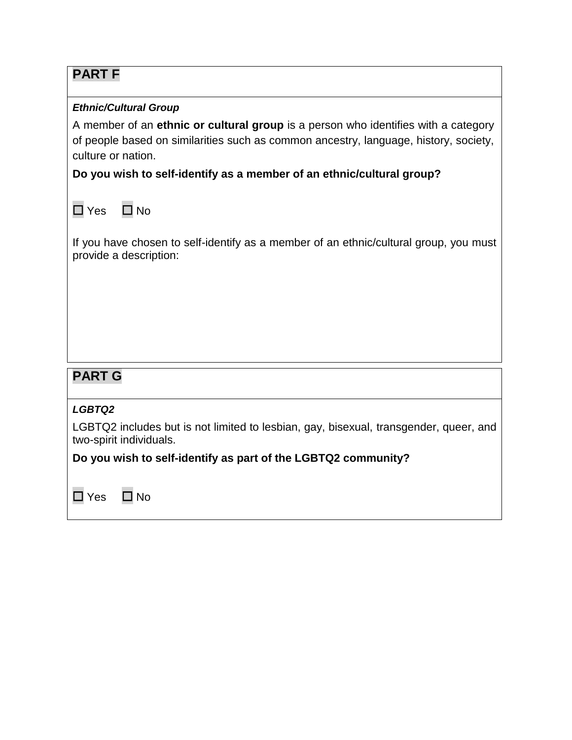## PART F

***Ethnic/Cultural Group***

A member of an **ethnic or cultural group** is a person who identifies with a category of people based on similarities such as common ancestry, language, history, society, culture or nation.

**Do you wish to self-identify as a member of an ethnic/cultural group?**

☐ Yes ☐ No

If you have chosen to self-identify as a member of an ethnic/cultural group, you must provide a description:

## PART G

***LGBTQ2***

LGBTQ2 includes but is not limited to lesbian, gay, bisexual, transgender, queer, and two-spirit individuals.

**Do you wish to self-identify as part of the LGBTQ2 community?**

☐ Yes ☐ No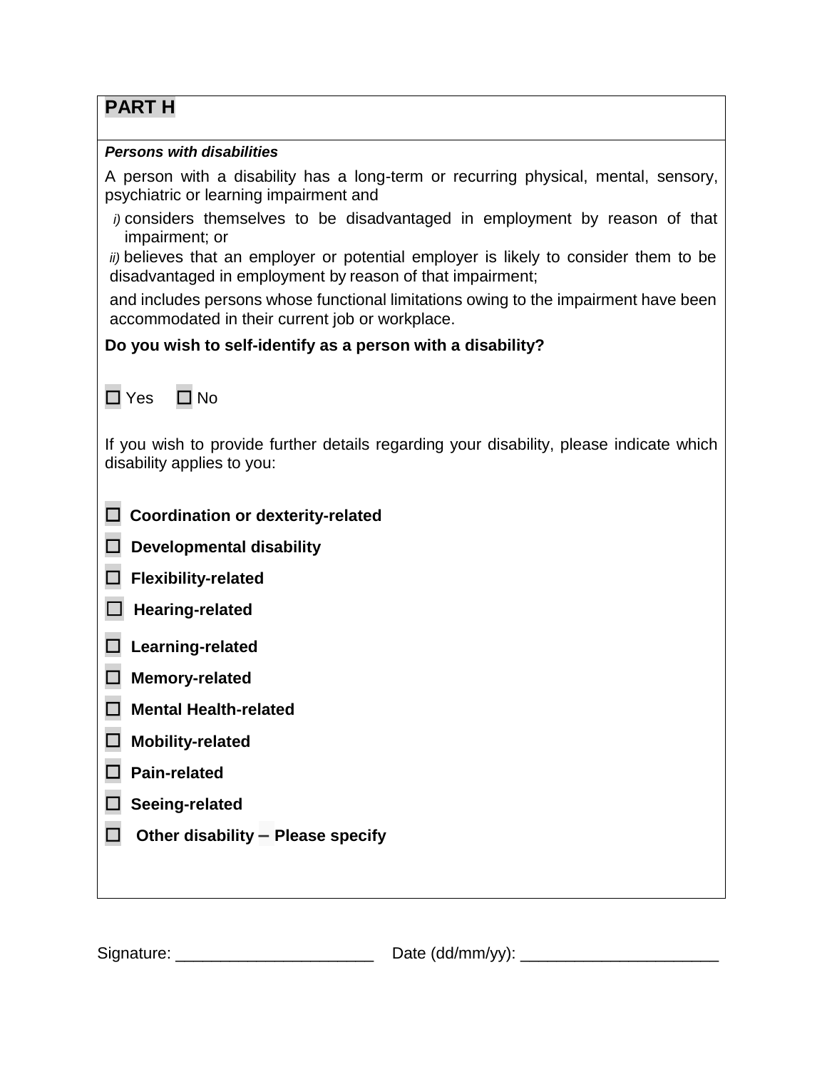## PART H

***Persons with disabilities***

A person with a disability has a long-term or recurring physical, mental, sensory, psychiatric or learning impairment and

*i)* considers themselves to be disadvantaged in employment by reason of that impairment; or

*ii)* believes that an employer or potential employer is likely to consider them to be disadvantaged in employment by reason of that impairment;

and includes persons whose functional limitations owing to the impairment have been accommodated in their current job or workplace.

**Do you wish to self-identify as a person with a disability?**

☐ Yes ☐ No

If you wish to provide further details regarding your disability, please indicate which disability applies to you:

☐ **Coordination or dexterity-related**

☐ **Developmental disability**

☐ **Flexibility-related**

☐ **Hearing-related**

☐ **Learning-related**

☐ **Memory-related**

☐ **Mental Health-related**

☐ **Mobility-related**

☐ **Pain-related**

☐ **Seeing-related**

☐ **Other disability – Please specify**

Signature: ______________________ Date (dd/mm/yy): ______________________